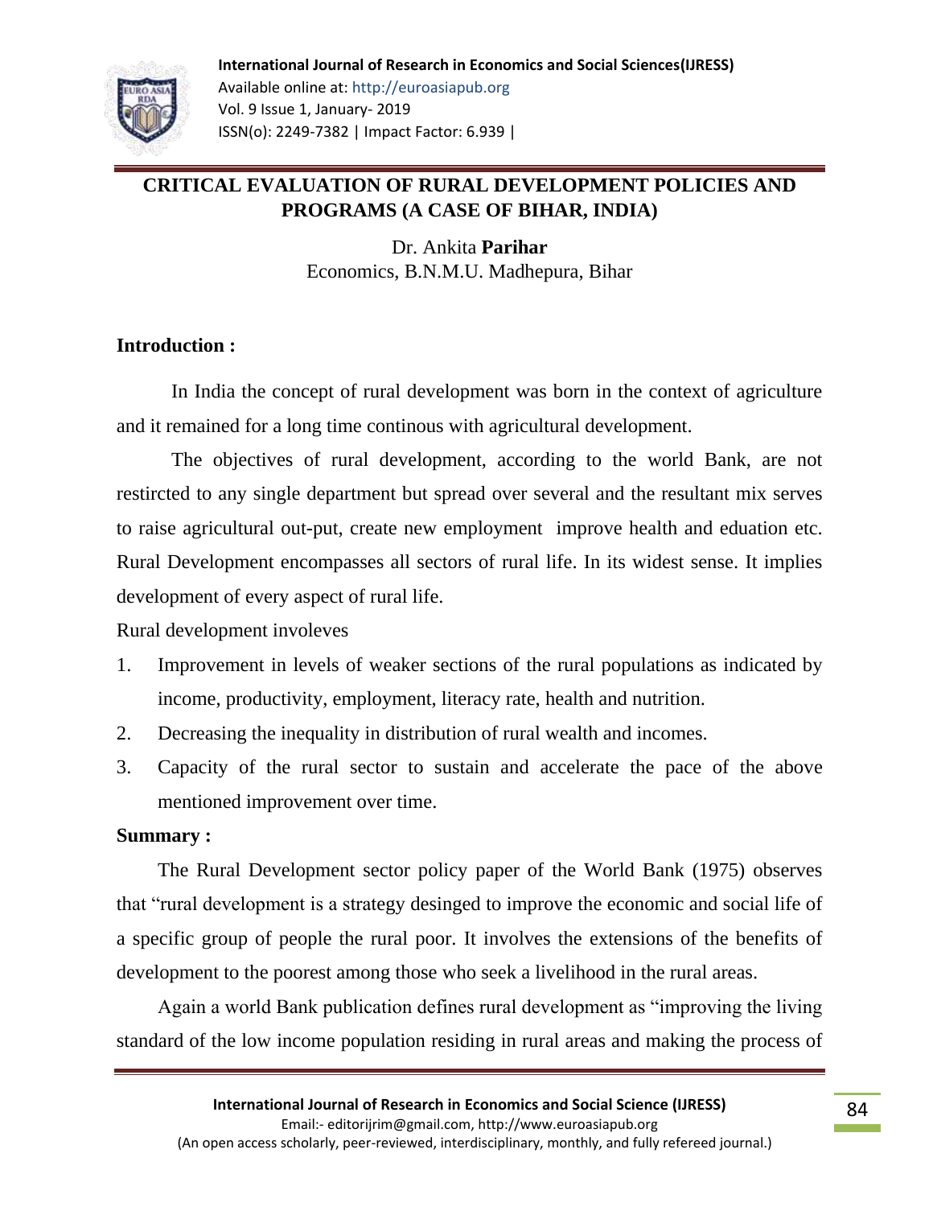# CRITICAL EVALUATION OF RURAL DEVELOPMENT POLICIES AND PROGRAMS (A CASE OF BIHAR, INDIA)

Dr. Ankita **Parihar**
Economics, B.N.M.U. Madhepura, Bihar

## Introduction :

In India the concept of rural development was born in the context of agriculture and it remained for a long time continous with agricultural development.

The objectives of rural development, according to the world Bank, are not restircted to any single department but spread over several and the resultant mix serves to raise agricultural out-put, create new employment improve health and eduation etc. Rural Development encompasses all sectors of rural life. In its widest sense. It implies development of every aspect of rural life.

Rural development involeves

1. Improvement in levels of weaker sections of the rural populations as indicated by income, productivity, employment, literacy rate, health and nutrition.
2. Decreasing the inequality in distribution of rural wealth and incomes.
3. Capacity of the rural sector to sustain and accelerate the pace of the above mentioned improvement over time.

## Summary :

The Rural Development sector policy paper of the World Bank (1975) observes that "rural development is a strategy desinged to improve the economic and social life of a specific group of people the rural poor. It involves the extensions of the benefits of development to the poorest among those who seek a livelihood in the rural areas.

Again a world Bank publication defines rural development as "improving the living standard of the low income population residing in rural areas and making the process of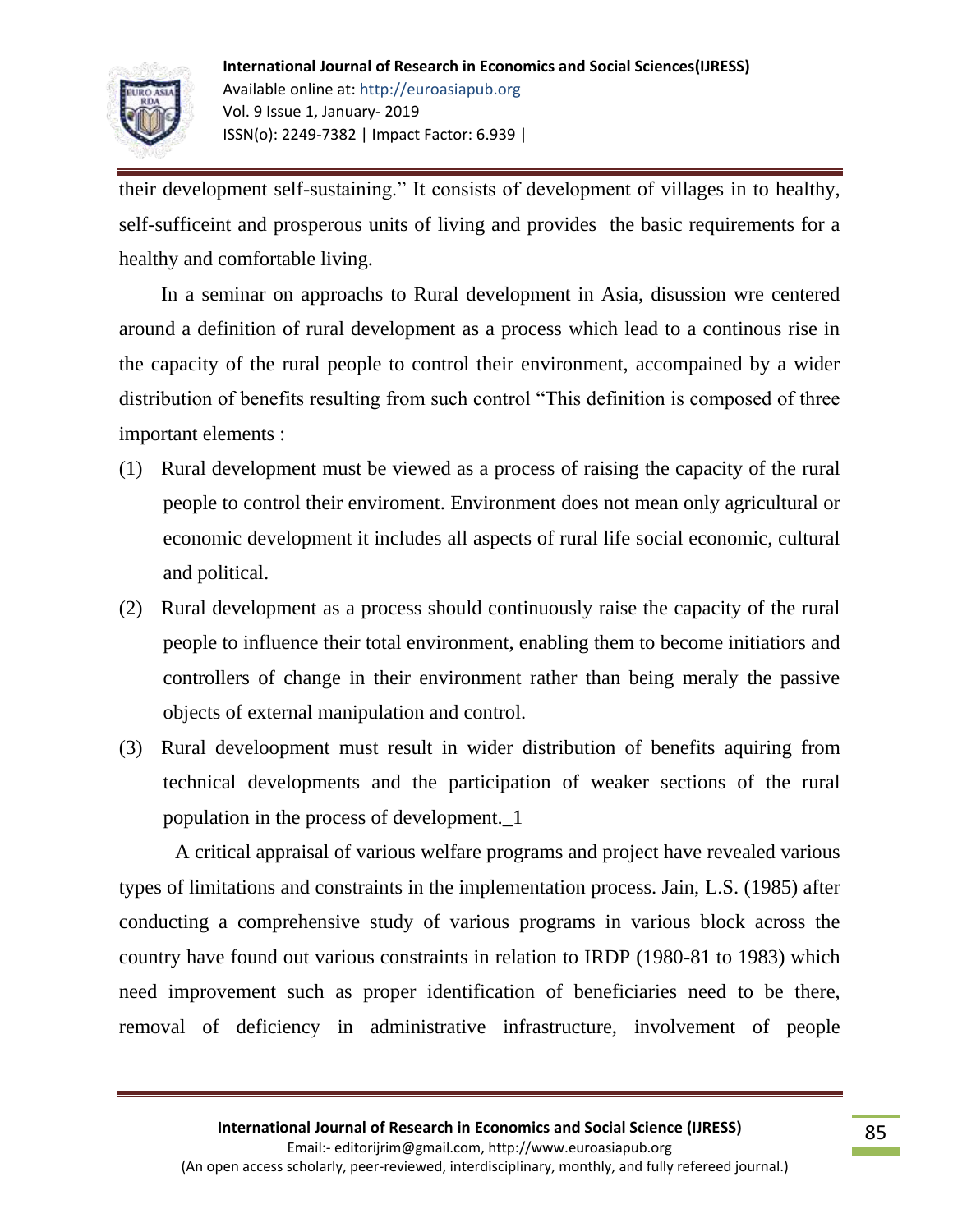their development self-sustaining.” It consists of development of villages in to healthy, self-sufficeint and prosperous units of living and provides the basic requirements for a healthy and comfortable living.

In a seminar on approachs to Rural development in Asia, disussion wre centered around a definition of rural development as a process which lead to a continous rise in the capacity of the rural people to control their environment, accompained by a wider distribution of benefits resulting from such control “This definition is composed of three important elements :

(1) Rural development must be viewed as a process of raising the capacity of the rural people to control their enviroment. Environment does not mean only agricultural or economic development it includes all aspects of rural life social economic, cultural and political.

(2) Rural development as a process should continuously raise the capacity of the rural people to influence their total environment, enabling them to become initiatiors and controllers of change in their environment rather than being meraly the passive objects of external manipulation and control.

(3) Rural develoopment must result in wider distribution of benefits aquiring from technical developments and the participation of weaker sections of the rural population in the process of development._1

A critical appraisal of various welfare programs and project have revealed various types of limitations and constraints in the implementation process. Jain, L.S. (1985) after conducting a comprehensive study of various programs in various block across the country have found out various constraints in relation to IRDP (1980-81 to 1983) which need improvement such as proper identification of beneficiaries need to be there, removal of deficiency in administrative infrastructure, involvement of people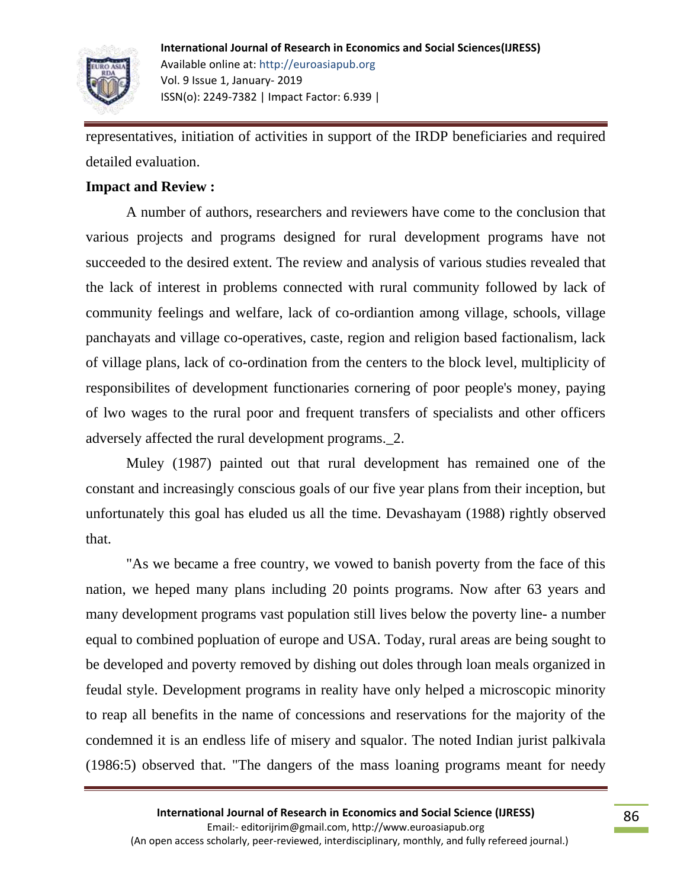representatives, initiation of activities in support of the IRDP beneficiaries and required detailed evaluation.

**Impact and Review :**

A number of authors, researchers and reviewers have come to the conclusion that various projects and programs designed for rural development programs have not succeeded to the desired extent. The review and analysis of various studies revealed that the lack of interest in problems connected with rural community followed by lack of community feelings and welfare, lack of co-ordiantion among village, schools, village panchayats and village co-operatives, caste, region and religion based factionalism, lack of village plans, lack of co-ordination from the centers to the block level, multiplicity of responsibilites of development functionaries cornering of poor people's money, paying of lwo wages to the rural poor and frequent transfers of specialists and other officers adversely affected the rural development programs._2.

Muley (1987) painted out that rural development has remained one of the constant and increasingly conscious goals of our five year plans from their inception, but unfortunately this goal has eluded us all the time. Devashayam (1988) rightly observed that.

"As we became a free country, we vowed to banish poverty from the face of this nation, we heped many plans including 20 points programs. Now after 63 years and many development programs vast population still lives below the poverty line- a number equal to combined popluation of europe and USA. Today, rural areas are being sought to be developed and poverty removed by dishing out doles through loan meals organized in feudal style. Development programs in reality have only helped a microscopic minority to reap all benefits in the name of concessions and reservations for the majority of the condemned it is an endless life of misery and squalor. The noted Indian jurist palkivala (1986:5) observed that. "The dangers of the mass loaning programs meant for needy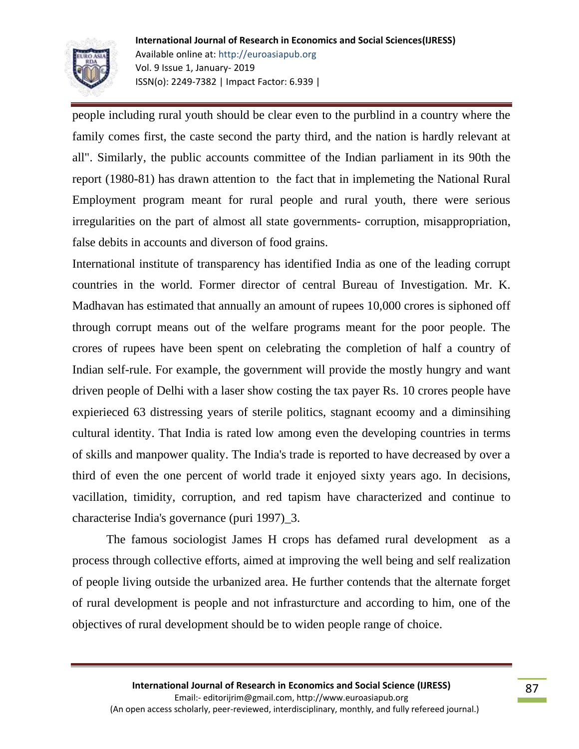people including rural youth should be clear even to the purblind in a country where the family comes first, the caste second the party third, and the nation is hardly relevant at all". Similarly, the public accounts committee of the Indian parliament in its 90th the report (1980-81) has drawn attention to the fact that in implemeting the National Rural Employment program meant for rural people and rural youth, there were serious irregularities on the part of almost all state governments- corruption, misappropriation, false debits in accounts and diverson of food grains.

International institute of transparency has identified India as one of the leading corrupt countries in the world. Former director of central Bureau of Investigation. Mr. K. Madhavan has estimated that annually an amount of rupees 10,000 crores is siphoned off through corrupt means out of the welfare programs meant for the poor people. The crores of rupees have been spent on celebrating the completion of half a country of Indian self-rule. For example, the government will provide the mostly hungry and want driven people of Delhi with a laser show costing the tax payer Rs. 10 crores people have expierieced 63 distressing years of sterile politics, stagnant ecoomy and a diminsihing cultural identity. That India is rated low among even the developing countries in terms of skills and manpower quality. The India's trade is reported to have decreased by over a third of even the one percent of world trade it enjoyed sixty years ago. In decisions, vacillation, timidity, corruption, and red tapism have characterized and continue to characterise India's governance (puri 1997)_3.

The famous sociologist James H crops has defamed rural development as a process through collective efforts, aimed at improving the well being and self realization of people living outside the urbanized area. He further contends that the alternate forget of rural development is people and not infrasturcture and according to him, one of the objectives of rural development should be to widen people range of choice.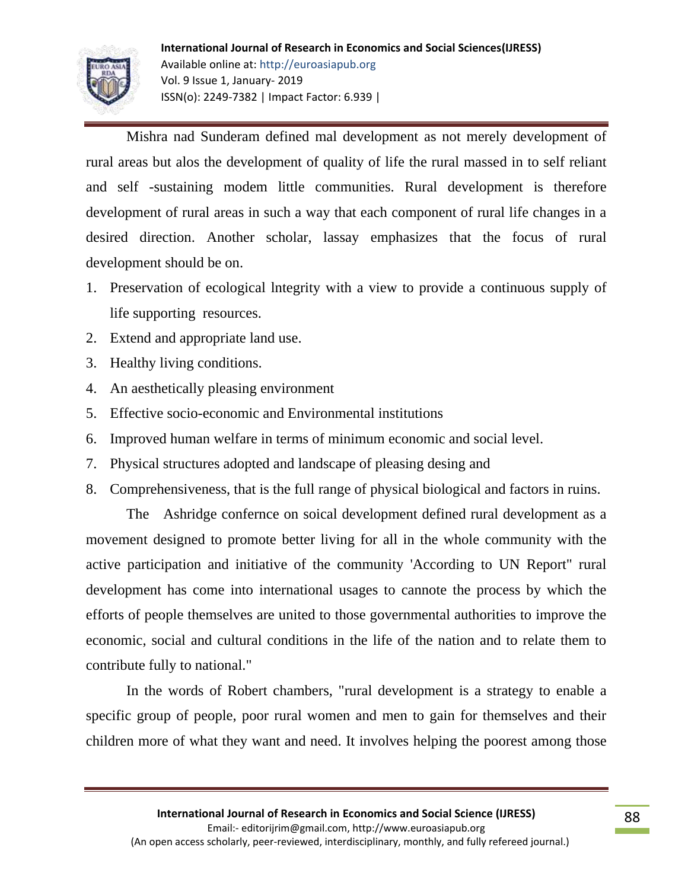Mishra nad Sunderam defined mal development as not merely development of rural areas but alos the development of quality of life the rural massed in to self reliant and self -sustaining modem little communities. Rural development is therefore development of rural areas in such a way that each component of rural life changes in a desired direction. Another scholar, lassay emphasizes that the focus of rural development should be on.

1. Preservation of ecological lntegrity with a view to provide a continuous supply of life supporting resources.
2. Extend and appropriate land use.
3. Healthy living conditions.
4. An aesthetically pleasing environment
5. Effective socio-economic and Environmental institutions
6. Improved human welfare in terms of minimum economic and social level.
7. Physical structures adopted and landscape of pleasing desing and
8. Comprehensiveness, that is the full range of physical biological and factors in ruins.

The Ashridge confernce on soical development defined rural development as a movement designed to promote better living for all in the whole community with the active participation and initiative of the community 'According to UN Report" rural development has come into international usages to cannote the process by which the efforts of people themselves are united to those governmental authorities to improve the economic, social and cultural conditions in the life of the nation and to relate them to contribute fully to national."

In the words of Robert chambers, "rural development is a strategy to enable a specific group of people, poor rural women and men to gain for themselves and their children more of what they want and need. It involves helping the poorest among those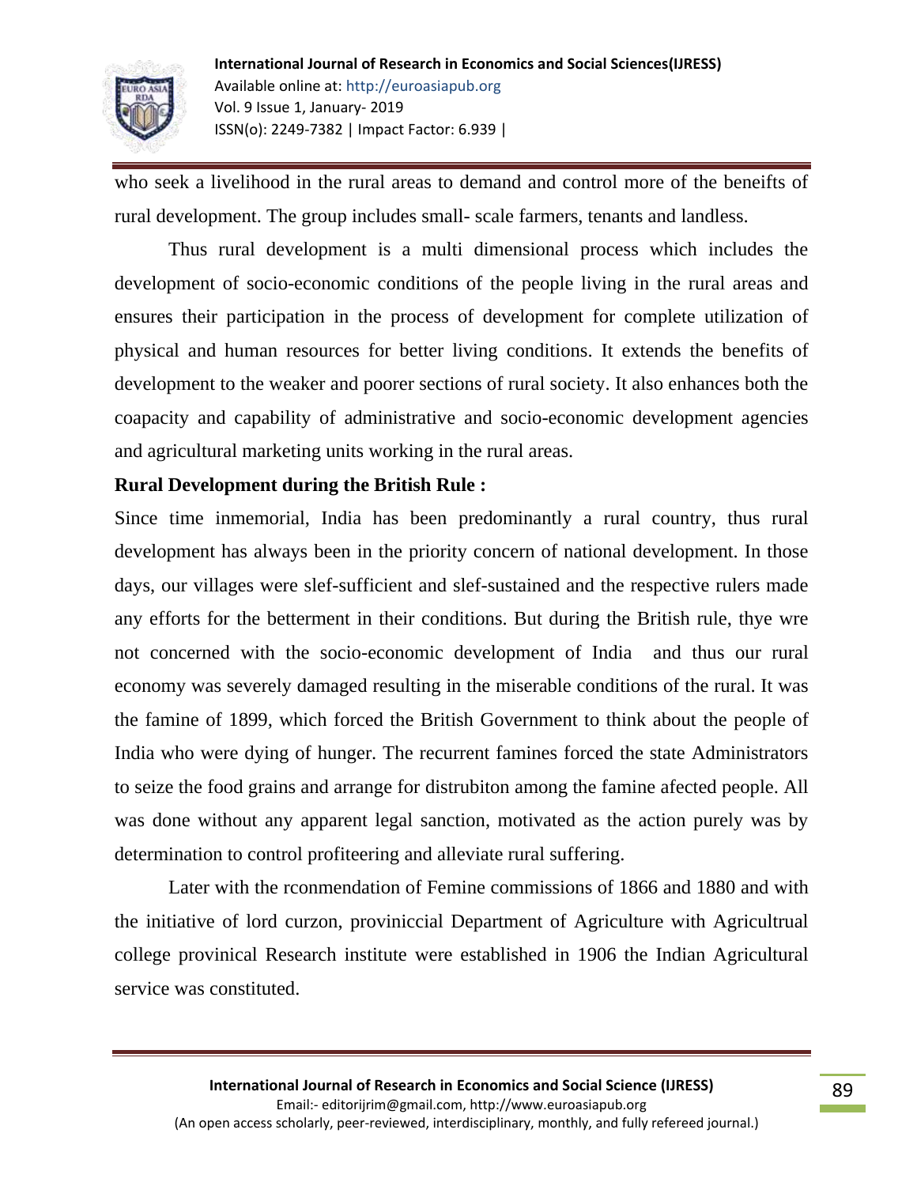who seek a livelihood in the rural areas to demand and control more of the beneifts of rural development. The group includes small- scale farmers, tenants and landless.

Thus rural development is a multi dimensional process which includes the development of socio-economic conditions of the people living in the rural areas and ensures their participation in the process of development for complete utilization of physical and human resources for better living conditions. It extends the benefits of development to the weaker and poorer sections of rural society. It also enhances both the coapacity and capability of administrative and socio-economic development agencies and agricultural marketing units working in the rural areas.

**Rural Development during the British Rule :**

Since time inmemorial, India has been predominantly a rural country, thus rural development has always been in the priority concern of national development. In those days, our villages were slef-sufficient and slef-sustained and the respective rulers made any efforts for the betterment in their conditions. But during the British rule, thye wre not concerned with the socio-economic development of India and thus our rural economy was severely damaged resulting in the miserable conditions of the rural. It was the famine of 1899, which forced the British Government to think about the people of India who were dying of hunger. The recurrent famines forced the state Administrators to seize the food grains and arrange for distrubiton among the famine afected people. All was done without any apparent legal sanction, motivated as the action purely was by determination to control profiteering and alleviate rural suffering.

Later with the rconmendation of Femine commissions of 1866 and 1880 and with the initiative of lord curzon, provinicclal Department of Agriculture with Agricultrual college provinical Research institute were established in 1906 the Indian Agricultural service was constituted.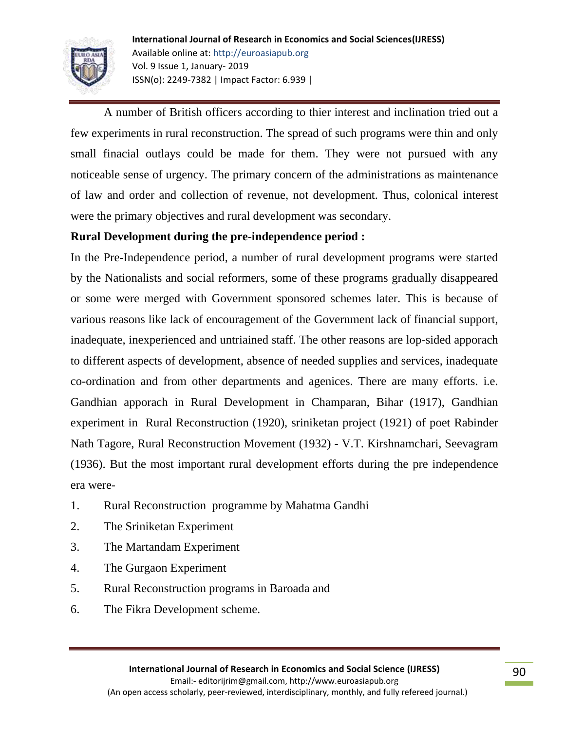A number of British officers according to thier interest and inclination tried out a few experiments in rural reconstruction. The spread of such programs were thin and only small finacial outlays could be made for them. They were not pursued with any noticeable sense of urgency. The primary concern of the administrations as maintenance of law and order and collection of revenue, not development. Thus, colonical interest were the primary objectives and rural development was secondary.

**Rural Development during the pre-independence period :**

In the Pre-Independence period, a number of rural development programs were started by the Nationalists and social reformers, some of these programs gradually disappeared or some were merged with Government sponsored schemes later. This is because of various reasons like lack of encouragement of the Government lack of financial support, inadequate, inexperienced and untriained staff. The other reasons are lop-sided apporach to different aspects of development, absence of needed supplies and services, inadequate co-ordination and from other departments and agenices. There are many efforts. i.e. Gandhian apporach in Rural Development in Champaran, Bihar (1917), Gandhian experiment in Rural Reconstruction (1920), sriniketan project (1921) of poet Rabinder Nath Tagore, Rural Reconstruction Movement (1932) - V.T. Kirshnamchari, Seevagram (1936). But the most important rural development efforts during the pre independence era were-

1. Rural Reconstruction programme by Mahatma Gandhi
2. The Sriniketan Experiment
3. The Martandam Experiment
4. The Gurgaon Experiment
5. Rural Reconstruction programs in Baroada and
6. The Fikra Development scheme.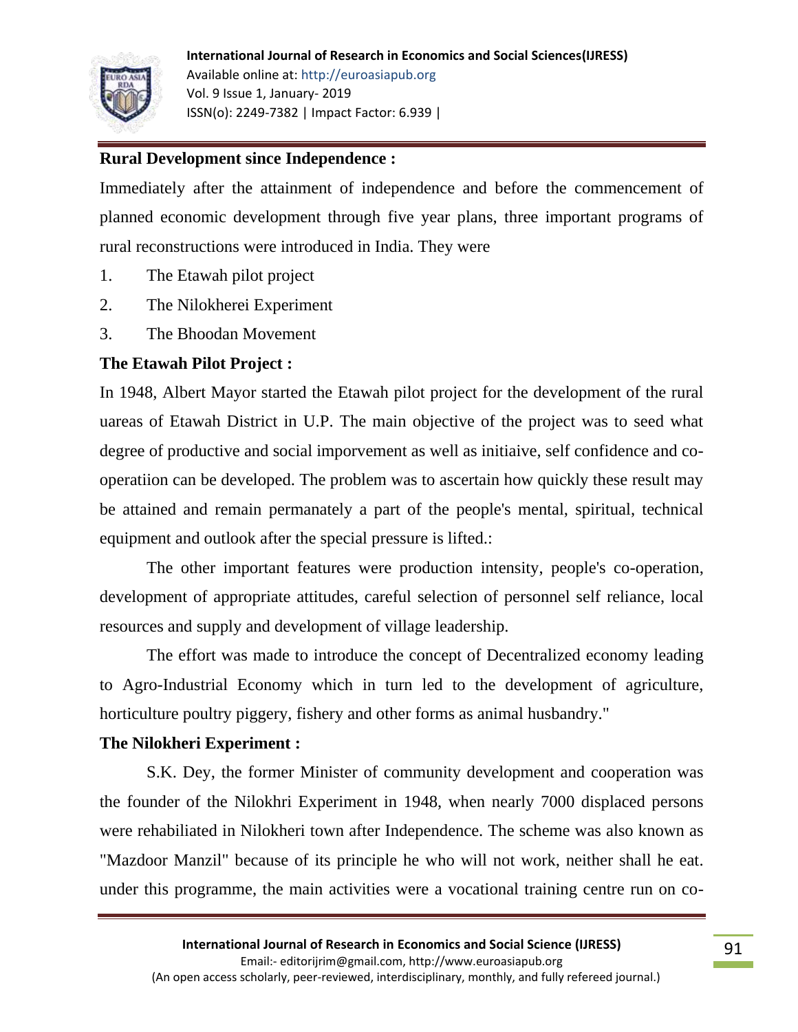**Rural Development since Independence :**

Immediately after the attainment of independence and before the commencement of planned economic development through five year plans, three important programs of rural reconstructions were introduced in India. They were

1. The Etawah pilot project
2. The Nilokherei Experiment
3. The Bhoodan Movement

**The Etawah Pilot Project :**

In 1948, Albert Mayor started the Etawah pilot project for the development of the rural uareas of Etawah District in U.P. The main objective of the project was to seed what degree of productive and social imporvement as well as initiaive, self confidence and co-operatiion can be developed. The problem was to ascertain how quickly these result may be attained and remain permanately a part of the people's mental, spiritual, technical equipment and outlook after the special pressure is lifted.:

The other important features were production intensity, people's co-operation, development of appropriate attitudes, careful selection of personnel self reliance, local resources and supply and development of village leadership.

The effort was made to introduce the concept of Decentralized economy leading to Agro-Industrial Economy which in turn led to the development of agriculture, horticulture poultry piggery, fishery and other forms as animal husbandry."

**The Nilokheri Experiment :**

S.K. Dey, the former Minister of community development and cooperation was the founder of the Nilokhri Experiment in 1948, when nearly 7000 displaced persons were rehabiliated in Nilokheri town after Independence. The scheme was also known as "Mazdoor Manzil" because of its principle he who will not work, neither shall he eat. under this programme, the main activities were a vocational training centre run on co-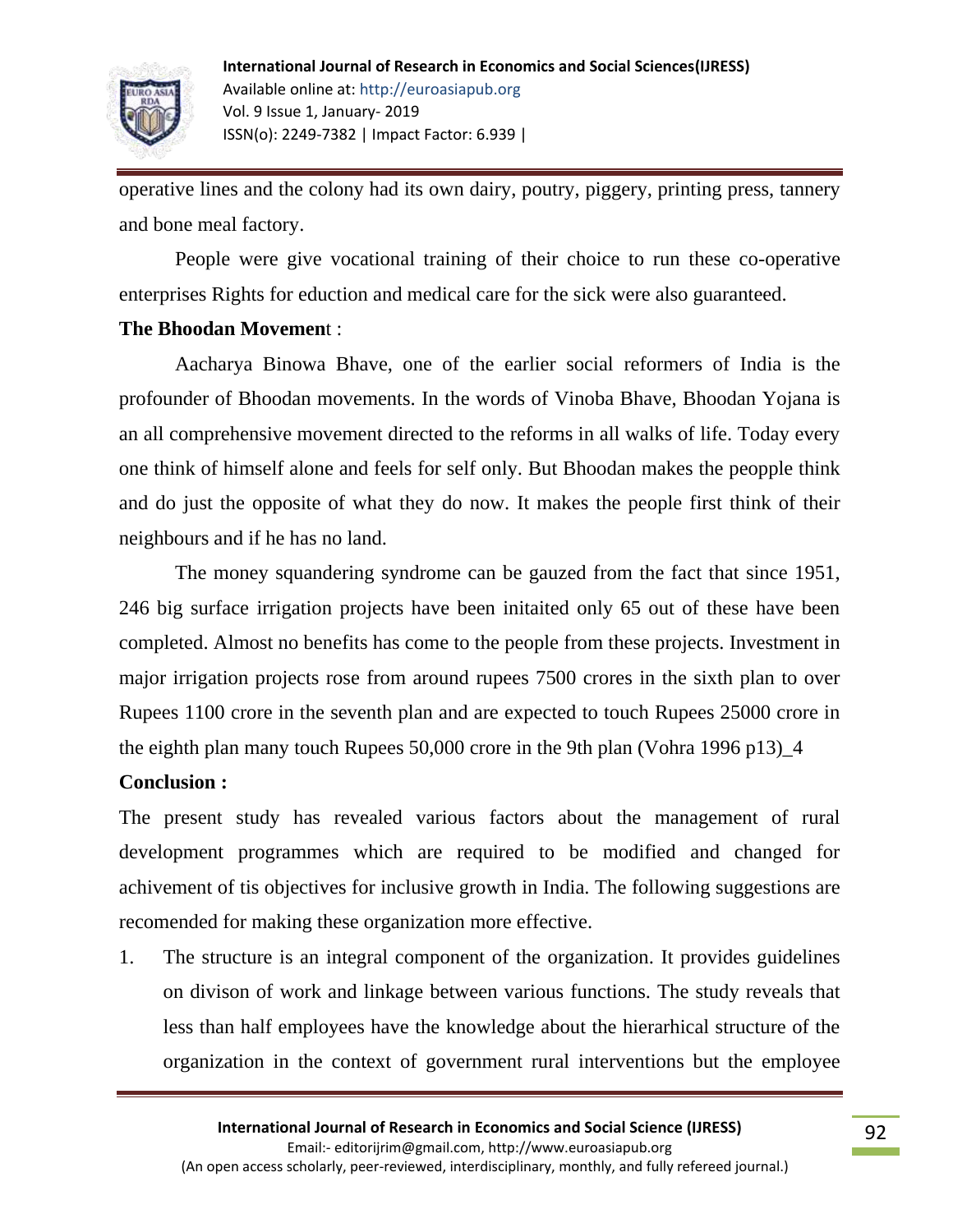operative lines and the colony had its own dairy, poutry, piggery, printing press, tannery and bone meal factory.

People were give vocational training of their choice to run these co-operative enterprises Rights for eduction and medical care for the sick were also guaranteed.

**The Bhoodan Movemen**t :

Aacharya Binowa Bhave, one of the earlier social reformers of India is the profounder of Bhoodan movements. In the words of Vinoba Bhave, Bhoodan Yojana is an all comprehensive movement directed to the reforms in all walks of life. Today every one think of himself alone and feels for self only. But Bhoodan makes the peopple think and do just the opposite of what they do now. It makes the people first think of their neighbours and if he has no land.

The money squandering syndrome can be gauzed from the fact that since 1951, 246 big surface irrigation projects have been initaited only 65 out of these have been completed. Almost no benefits has come to the people from these projects. Investment in major irrigation projects rose from around rupees 7500 crores in the sixth plan to over Rupees 1100 crore in the seventh plan and are expected to touch Rupees 25000 crore in the eighth plan many touch Rupees 50,000 crore in the 9th plan (Vohra 1996 p13)_4

**Conclusion :**

The present study has revealed various factors about the management of rural development programmes which are required to be modified and changed for achivement of tis objectives for inclusive growth in India. The following suggestions are recomended for making these organization more effective.

1. The structure is an integral component of the organization. It provides guidelines on divison of work and linkage between various functions. The study reveals that less than half employees have the knowledge about the hierarhical structure of the organization in the context of government rural interventions but the employee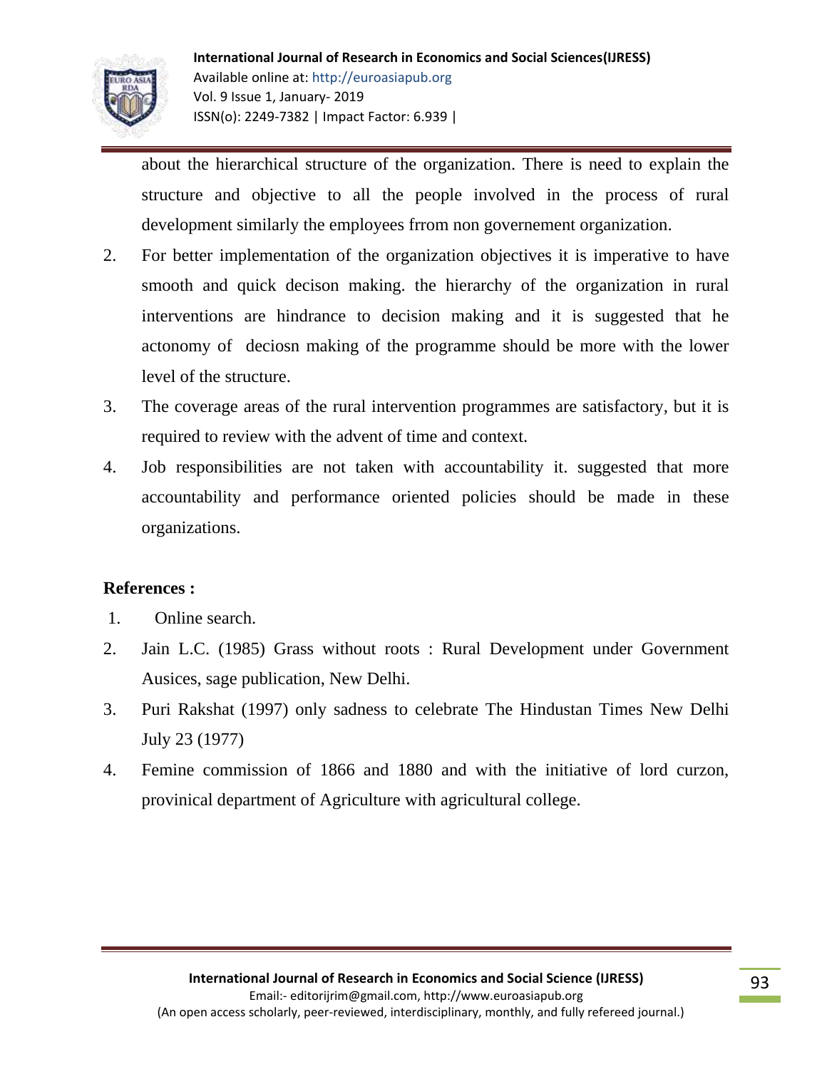about the hierarchical structure of the organization. There is need to explain the structure and objective to all the people involved in the process of rural development similarly the employees frrom non governement organization.

2. For better implementation of the organization objectives it is imperative to have smooth and quick decison making. the hierarchy of the organization in rural interventions are hindrance to decision making and it is suggested that he actonomy of deciosn making of the programme should be more with the lower level of the structure.
3. The coverage areas of the rural intervention programmes are satisfactory, but it is required to review with the advent of time and context.
4. Job responsibilities are not taken with accountability it. suggested that more accountability and performance oriented policies should be made in these organizations.

**References :**

1. Online search.
2. Jain L.C. (1985) Grass without roots : Rural Development under Government Ausices, sage publication, New Delhi.
3. Puri Rakshat (1997) only sadness to celebrate The Hindustan Times New Delhi July 23 (1977)
4. Femine commission of 1866 and 1880 and with the initiative of lord curzon, provinical department of Agriculture with agricultural college.